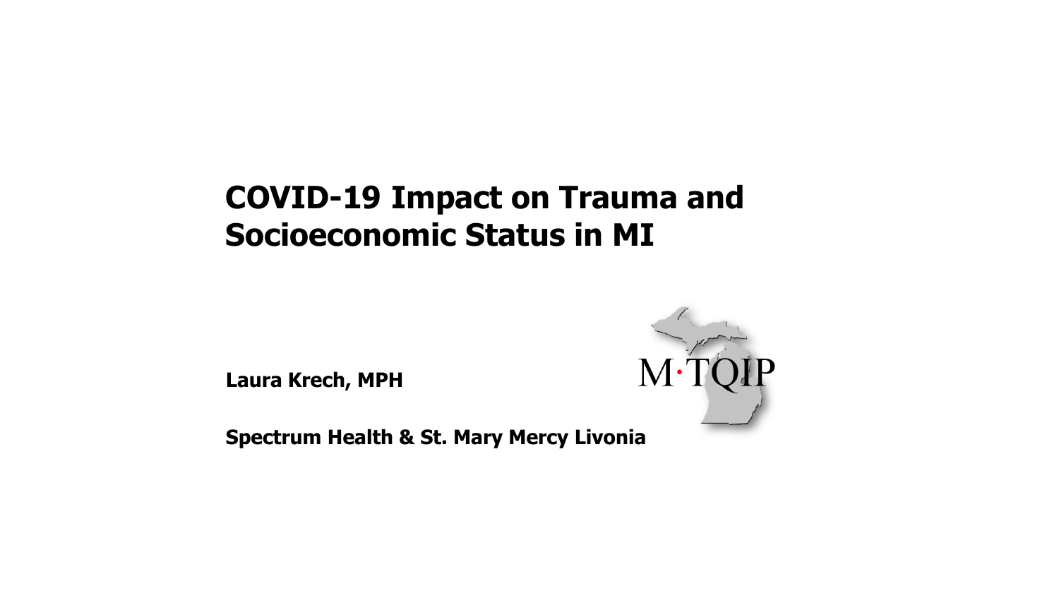# COVID-19 Impact on Trauma and Socioeconomic Status in MI

**Laura Krech, MPH**

**Spectrum Health & St. Mary Mercy Livonia**

M·TQIP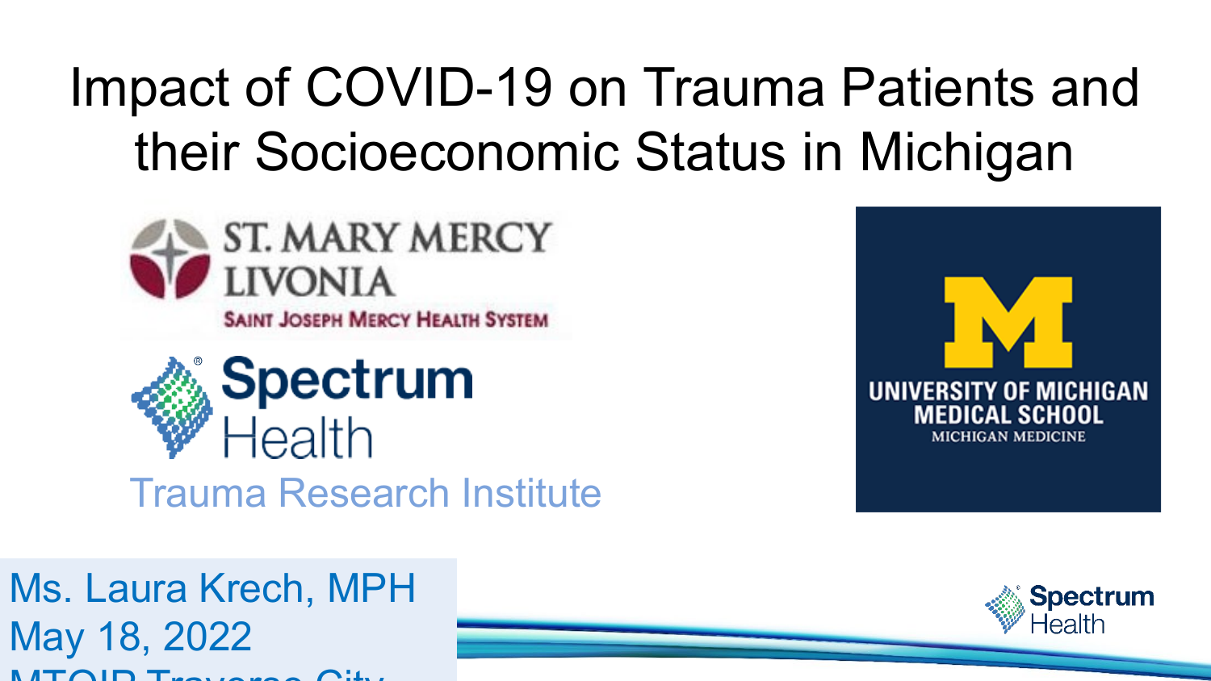# Impact of COVID-19 on Trauma Patients and their Socioeconomic Status in Michigan

ST. MARY MERCY LIVONIA
SAINT JOSEPH MERCY HEALTH SYSTEM

Spectrum Health
Trauma Research Institute

UNIVERSITY OF MICHIGAN MEDICAL SCHOOL
MICHIGAN MEDICINE

Ms. Laura Krech, MPH
May 18, 2022
MTQIP Traverse City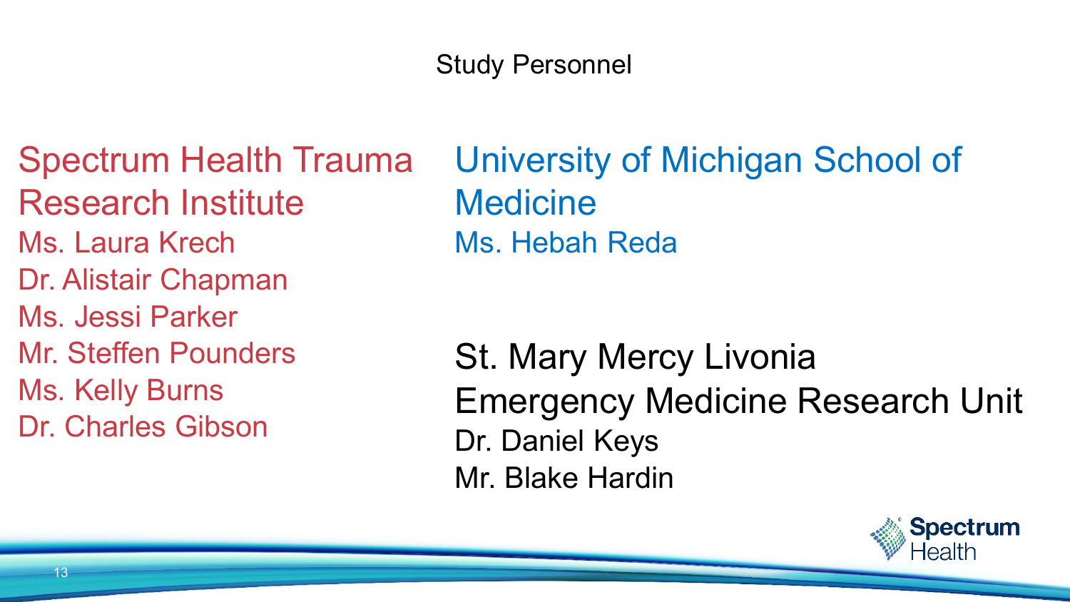# Study Personnel

## Spectrum Health Trauma Research Institute

Ms. Laura Krech
Dr. Alistair Chapman
Ms. Jessi Parker
Mr. Steffen Pounders
Ms. Kelly Burns
Dr. Charles Gibson

## University of Michigan School of Medicine

Ms. Hebah Reda

## St. Mary Mercy Livonia Emergency Medicine Research Unit

Dr. Daniel Keys
Mr. Blake Hardin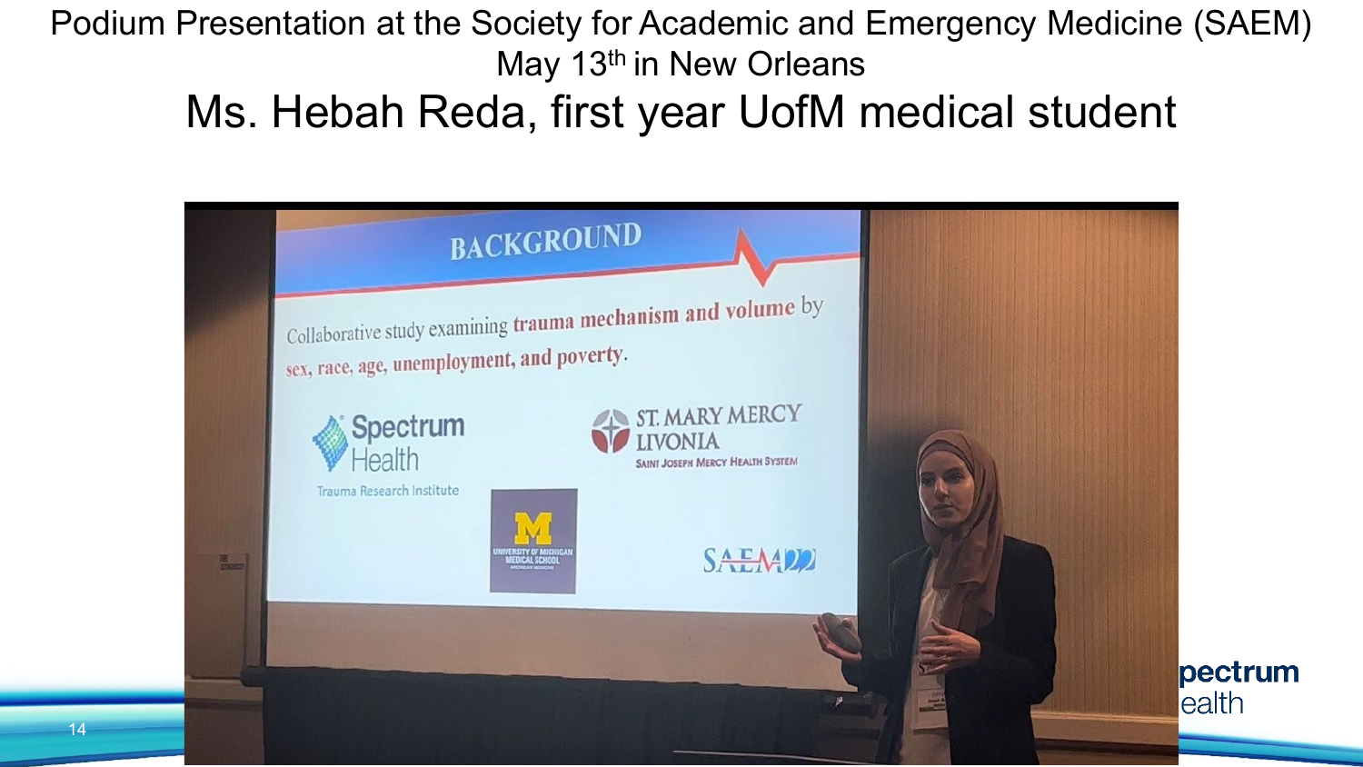Podium Presentation at the Society for Academic and Emergency Medicine (SAEM) May 13th in New Orleans

# Ms. Hebah Reda, first year UofM medical student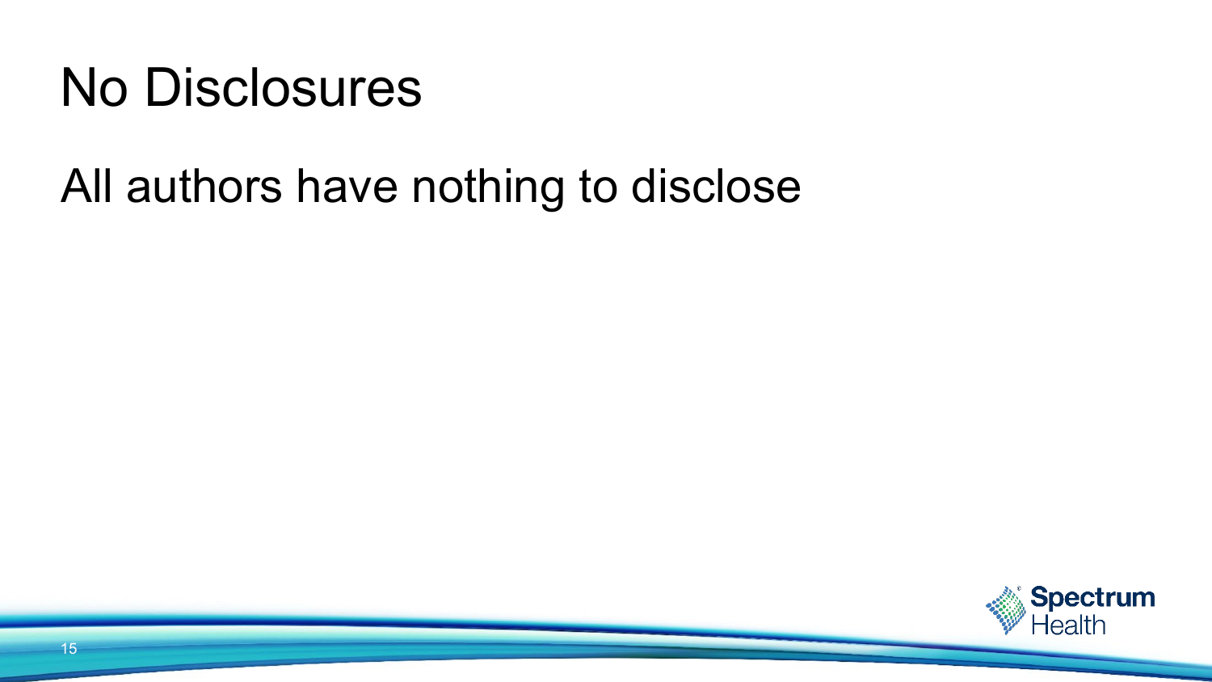# No Disclosures

All authors have nothing to disclose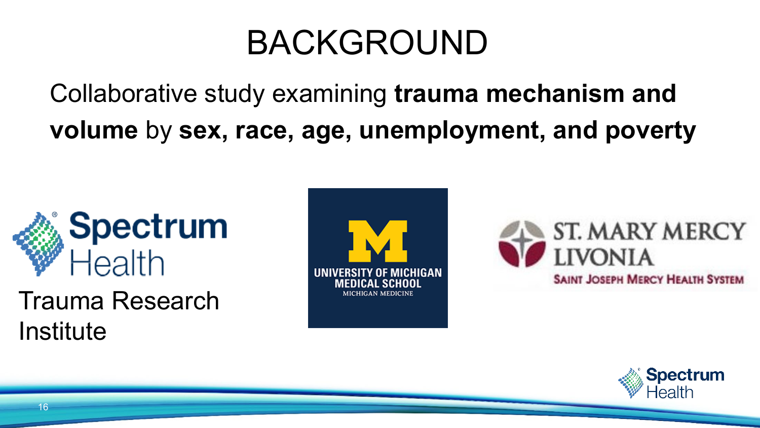# BACKGROUND

Collaborative study examining **trauma mechanism and volume** by **sex, race, age, unemployment, and poverty**

Spectrum Health

Trauma Research Institute

UNIVERSITY OF MICHIGAN MEDICAL SCHOOL

MICHIGAN MEDICINE

ST. MARY MERCY LIVONIA

SAINT JOSEPH MERCY HEALTH SYSTEM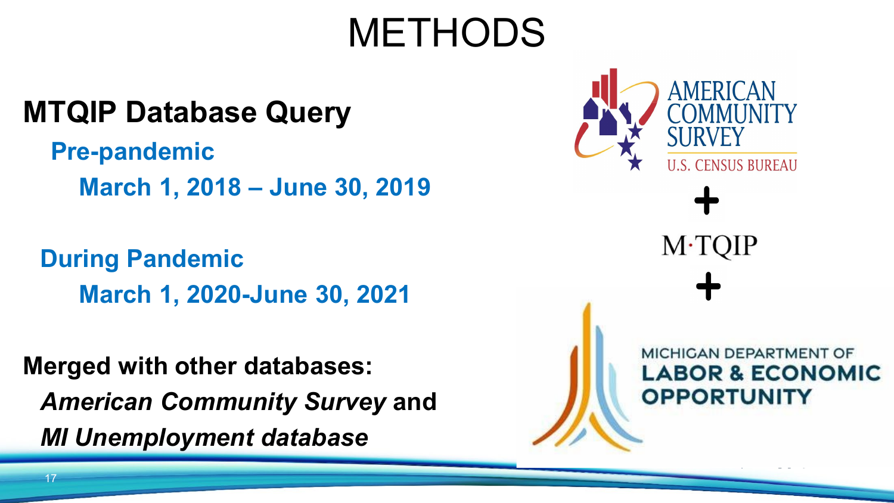# METHODS

**MTQIP Database Query**

**Pre-pandemic**

**March 1, 2018 – June 30, 2019**

**During Pandemic**

**March 1, 2020-June 30, 2021**

**Merged with other databases:**

***American Community Survey*** **and**

***MI Unemployment database***

AMERICAN COMMUNITY SURVEY
U.S. CENSUS BUREAU

\+

M·TQIP

\+

MICHIGAN DEPARTMENT OF
LABOR & ECONOMIC OPPORTUNITY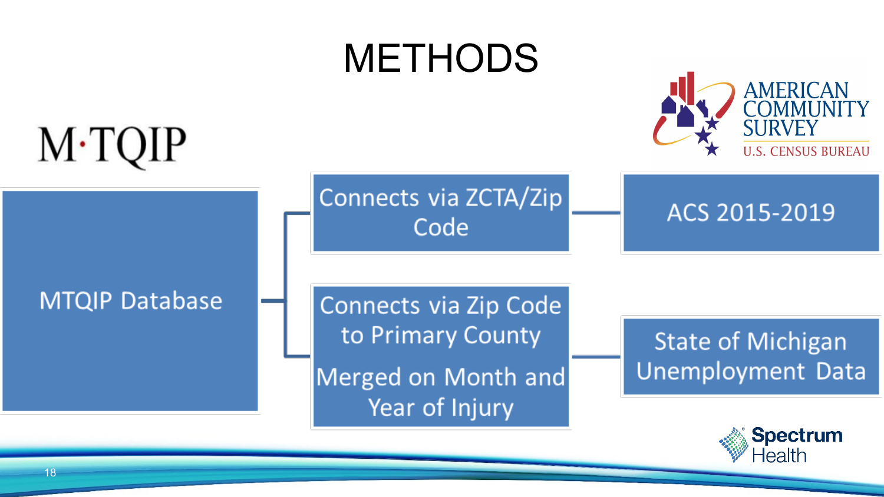# METHODS

M·TQIP

AMERICAN COMMUNITY SURVEY
U.S. CENSUS BUREAU

- MTQIP Database
  - Connects via ZCTA/Zip Code → ACS 2015-2019
  - Connects via Zip Code to Primary County; Merged on Month and Year of Injury → State of Michigan Unemployment Data

Spectrum Health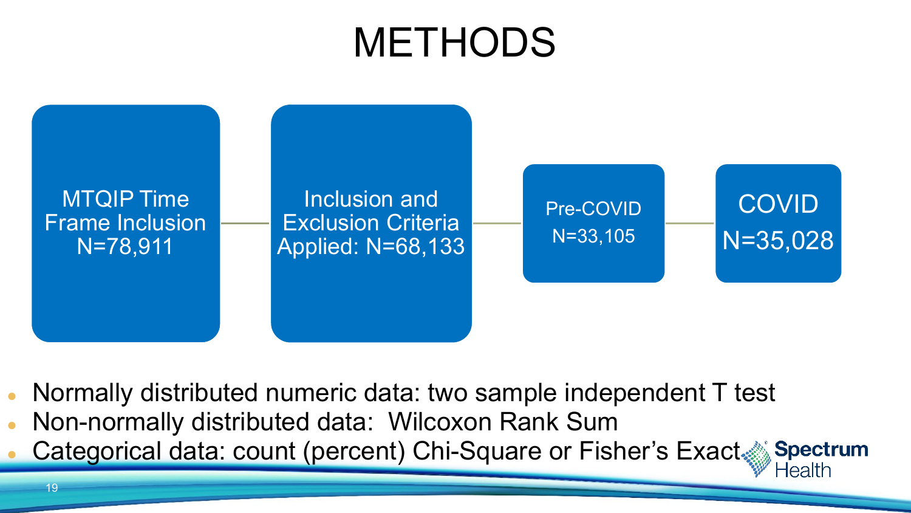# METHODS

MTQIP Time Frame Inclusion N=78,911 → Inclusion and Exclusion Criteria Applied: N=68,133 → Pre-COVID N=33,105 → COVID N=35,028

- Normally distributed numeric data: two sample independent T test
- Non-normally distributed data: Wilcoxon Rank Sum
- Categorical data: count (percent) Chi-Square or Fisher's Exact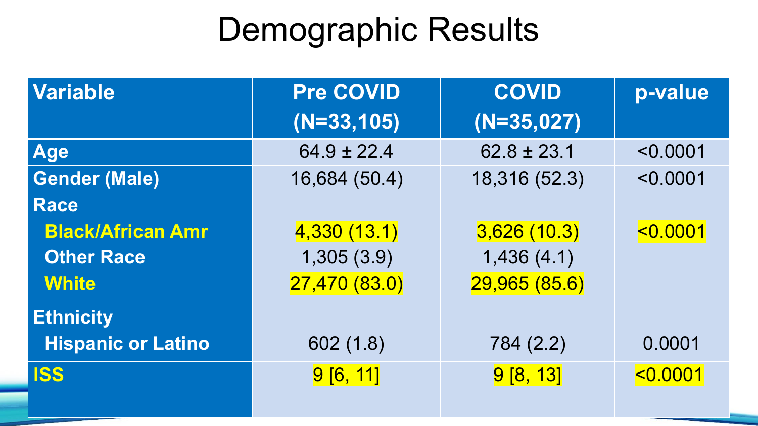# Demographic Results

| Variable | Pre COVID (N=33,105) | COVID (N=35,027) | p-value |
|---|---|---|---|
| **Age** | 64.9 ± 22.4 | 62.8 ± 23.1 | <0.0001 |
| **Gender (Male)** | 16,684 (50.4) | 18,316 (52.3) | <0.0001 |
| **Race** | | | |
| **Black/African Amr** | 4,330 (13.1) | 3,626 (10.3) | <0.0001 |
| **Other Race** | 1,305 (3.9) | 1,436 (4.1) | |
| **White** | 27,470 (83.0) | 29,965 (85.6) | |
| **Ethnicity** | | | |
| **Hispanic or Latino** | 602 (1.8) | 784 (2.2) | 0.0001 |
| **ISS** | 9 [6, 11] | 9 [8, 13] | <0.0001 |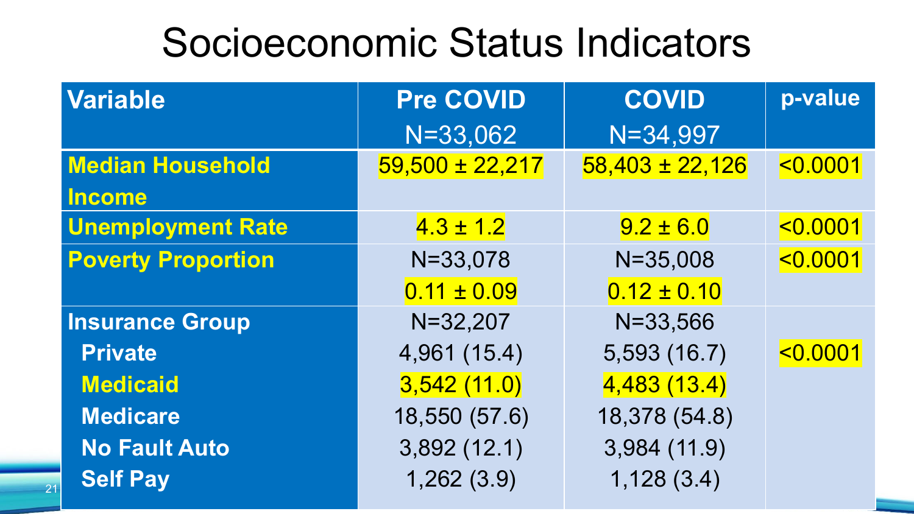# Socioeconomic Status Indicators

| Variable | Pre COVID N=33,062 | COVID N=34,997 | p-value |
|---|---|---|---|
| **Median Household Income** | 59,500 ± 22,217 | 58,403 ± 22,126 | <0.0001 |
| **Unemployment Rate** | 4.3 ± 1.2 | 9.2 ± 6.0 | <0.0001 |
| **Poverty Proportion** | N=33,078<br>0.11 ± 0.09 | N=35,008<br>0.12 ± 0.10 | <0.0001 |
| **Insurance Group** | N=32,207 | N=33,566 | |
| **Private** | 4,961 (15.4) | 5,593 (16.7) | <0.0001 |
| **Medicaid** | 3,542 (11.0) | 4,483 (13.4) | |
| **Medicare** | 18,550 (57.6) | 18,378 (54.8) | |
| **No Fault Auto** | 3,892 (12.1) | 3,984 (11.9) | |
| **Self Pay** | 1,262 (3.9) | 1,128 (3.4) | |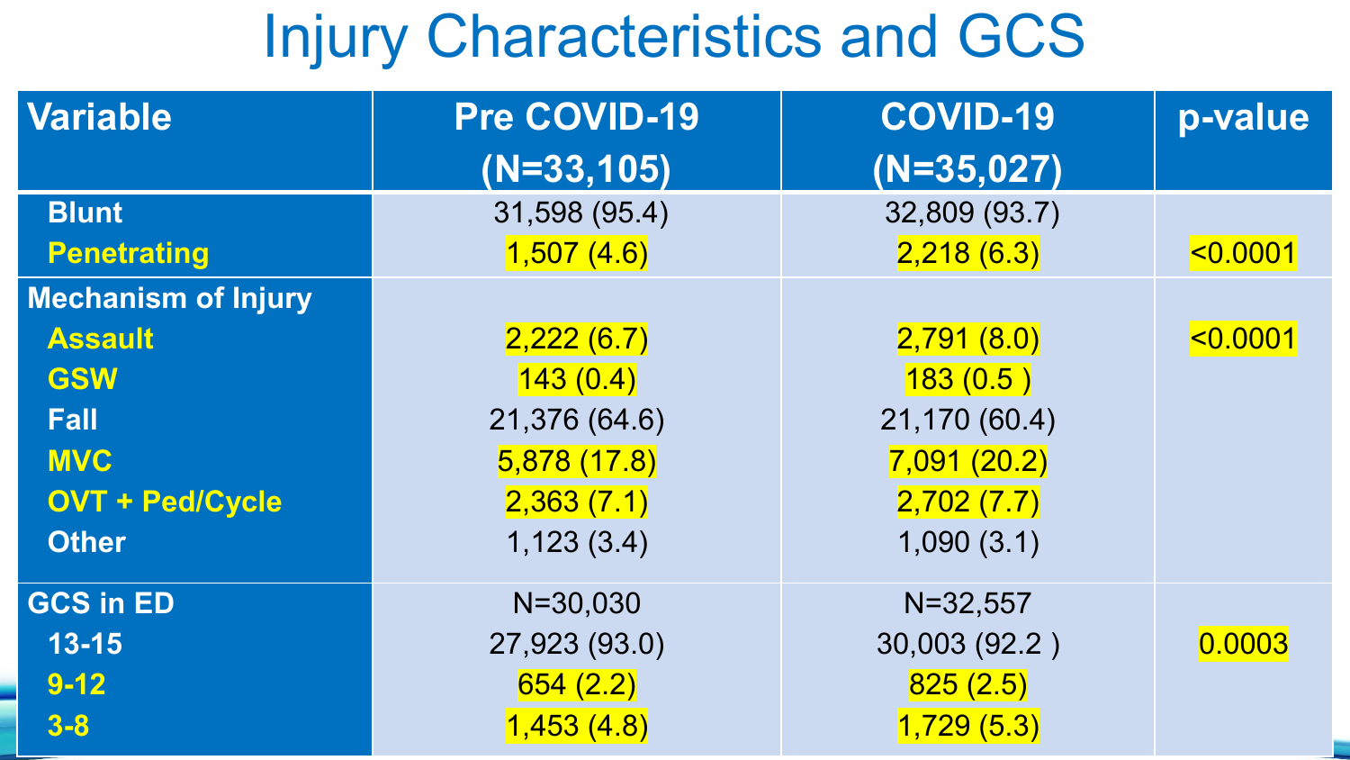# Injury Characteristics and GCS

| Variable | Pre COVID-19 (N=33,105) | COVID-19 (N=35,027) | p-value |
|---|---|---|---|
| Blunt | 31,598 (95.4) | 32,809 (93.7) | |
| Penetrating | 1,507 (4.6) | 2,218 (6.3) | <0.0001 |
| **Mechanism of Injury** | | | |
| Assault | 2,222 (6.7) | 2,791 (8.0) | <0.0001 |
| GSW | 143 (0.4) | 183 (0.5 ) | |
| Fall | 21,376 (64.6) | 21,170 (60.4) | |
| MVC | 5,878 (17.8) | 7,091 (20.2) | |
| OVT + Ped/Cycle | 2,363 (7.1) | 2,702 (7.7) | |
| Other | 1,123 (3.4) | 1,090 (3.1) | |
| **GCS in ED** | N=30,030 | N=32,557 | |
| 13-15 | 27,923 (93.0) | 30,003 (92.2 ) | 0.0003 |
| 9-12 | 654 (2.2) | 825 (2.5) | |
| 3-8 | 1,453 (4.8) | 1,729 (5.3) | |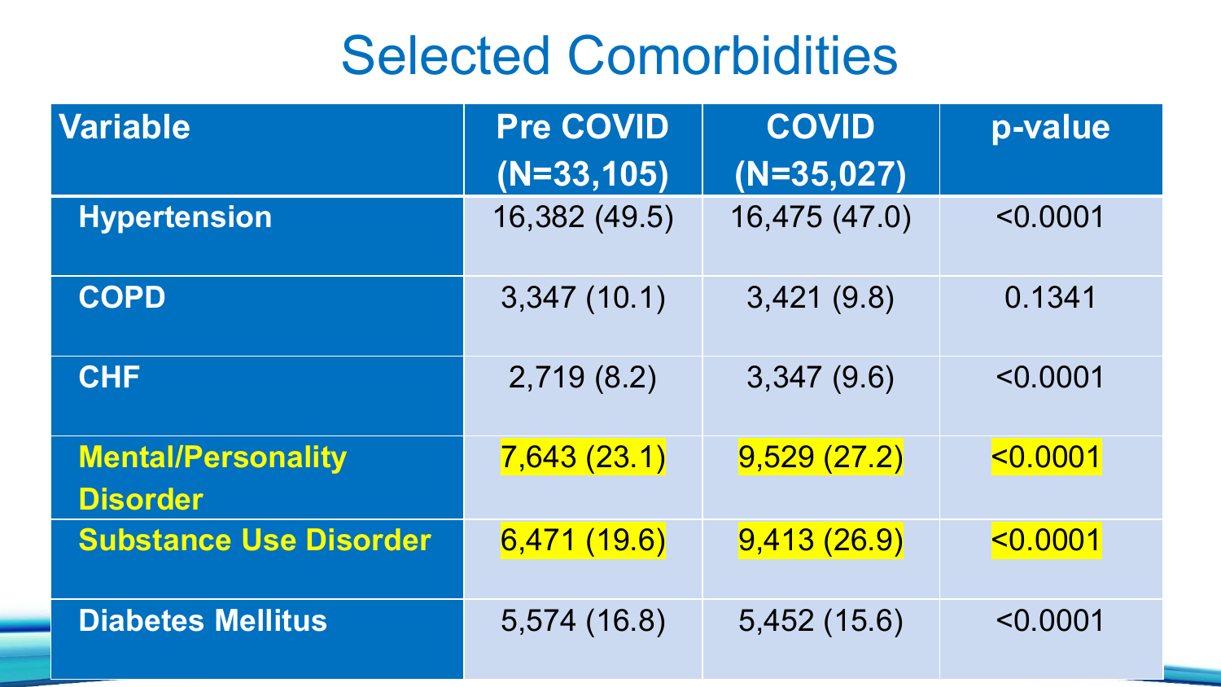# Selected Comorbidities

| Variable | Pre COVID (N=33,105) | COVID (N=35,027) | p-value |
|---|---|---|---|
| Hypertension | 16,382 (49.5) | 16,475 (47.0) | <0.0001 |
| COPD | 3,347 (10.1) | 3,421 (9.8) | 0.1341 |
| CHF | 2,719 (8.2) | 3,347 (9.6) | <0.0001 |
| Mental/Personality Disorder | 7,643 (23.1) | 9,529 (27.2) | <0.0001 |
| Substance Use Disorder | 6,471 (19.6) | 9,413 (26.9) | <0.0001 |
| Diabetes Mellitus | 5,574 (16.8) | 5,452 (15.6) | <0.0001 |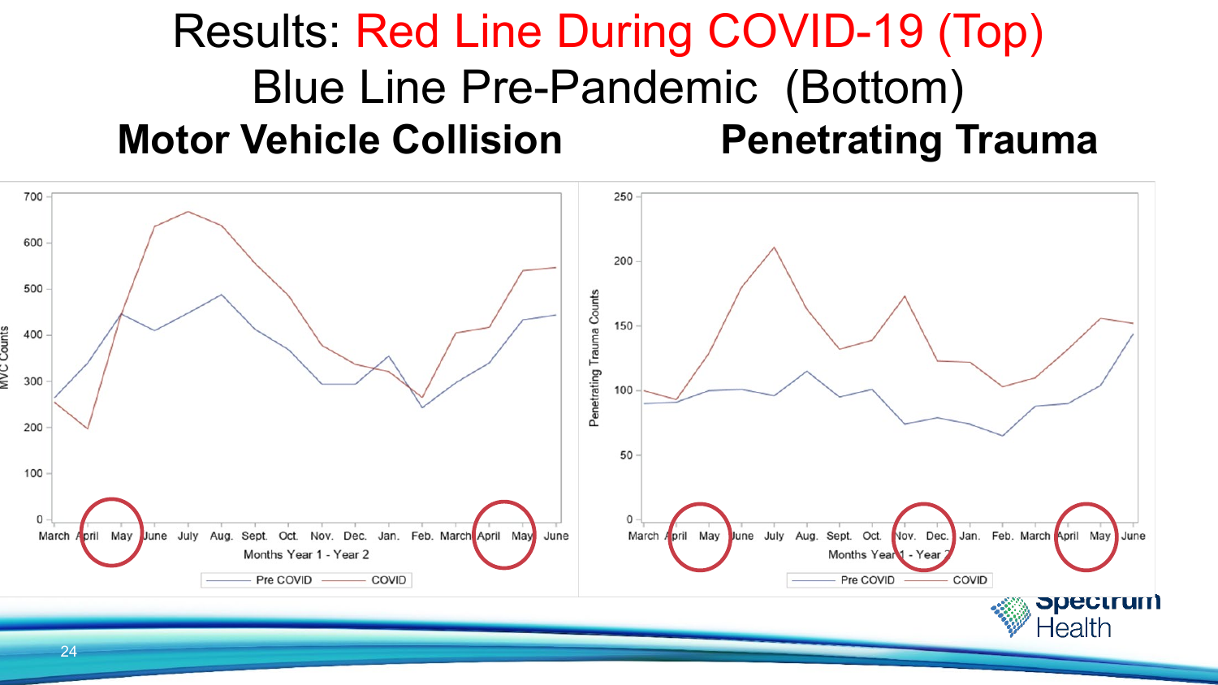# Results: Red Line During COVID-19 (Top) Blue Line Pre-Pandemic (Bottom)

**Motor Vehicle Collision** **Penetrating Trauma**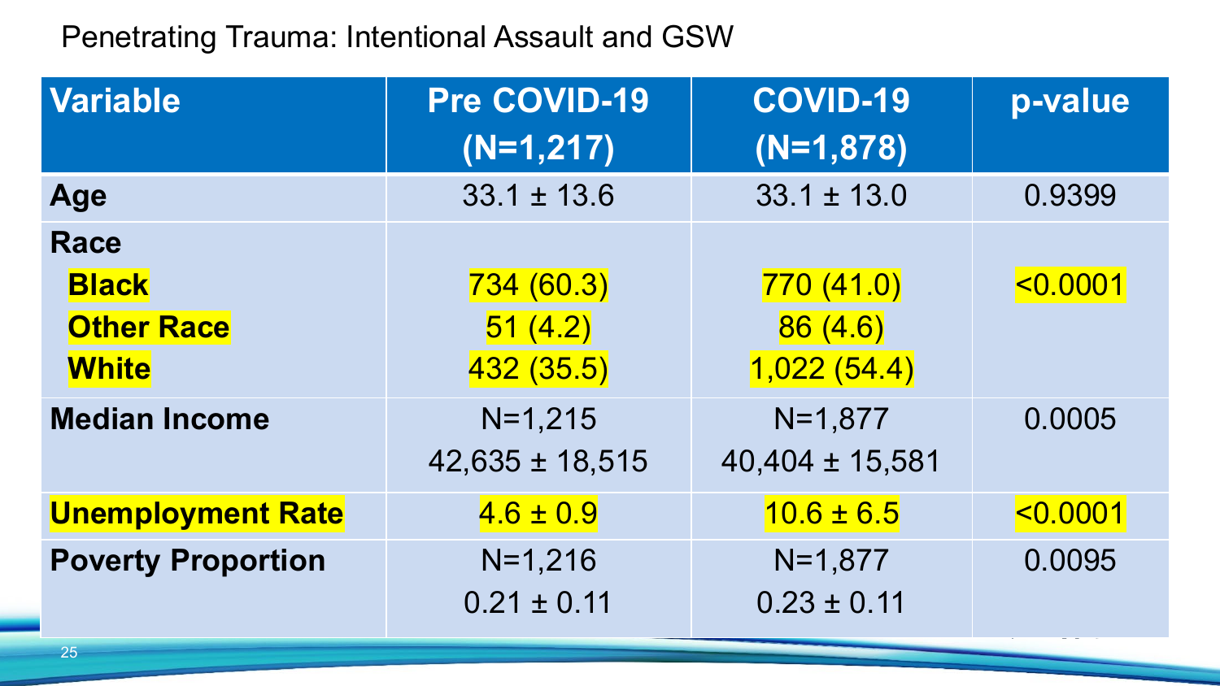# Penetrating Trauma: Intentional Assault and GSW

| Variable | Pre COVID-19 (N=1,217) | COVID-19 (N=1,878) | p-value |
|---|---|---|---|
| **Age** | 33.1 ± 13.6 | 33.1 ± 13.0 | 0.9399 |
| **Race** | | | |
| **Black** | 734 (60.3) | 770 (41.0) | <0.0001 |
| **Other Race** | 51 (4.2) | 86 (4.6) | |
| **White** | 432 (35.5) | 1,022 (54.4) | |
| **Median Income** | N=1,215<br>42,635 ± 18,515 | N=1,877<br>40,404 ± 15,581 | 0.0005 |
| **Unemployment Rate** | 4.6 ± 0.9 | 10.6 ± 6.5 | <0.0001 |
| **Poverty Proportion** | N=1,216<br>0.21 ± 0.11 | N=1,877<br>0.23 ± 0.11 | 0.0095 |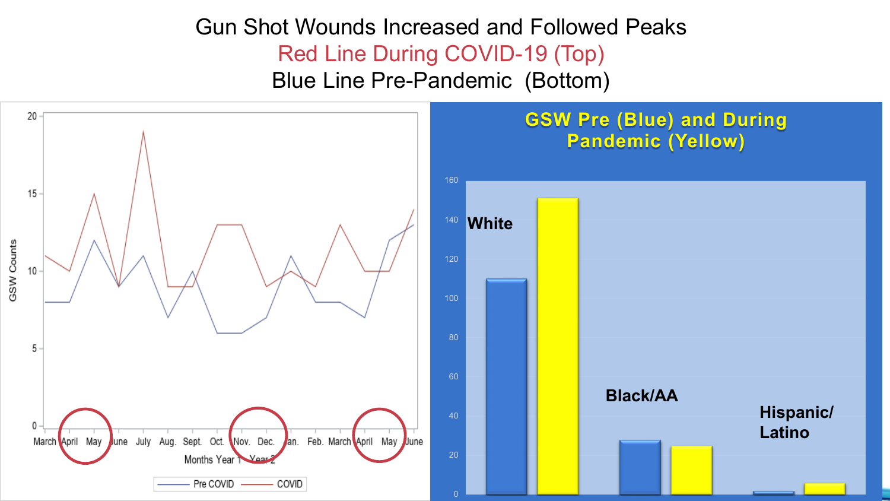# Gun Shot Wounds Increased and Followed Peaks

## Red Line During COVID-19 (Top)

## Blue Line Pre-Pandemic (Bottom)

GSW Counts

Months Year 1 Year 2

March April May June July Aug. Sept. Oct. Nov. Dec. Jan. Feb. March April May June

Pre COVID — COVID

**GSW Pre (Blue) and During Pandemic (Yellow)**

White

Black/AA

Hispanic/ Latino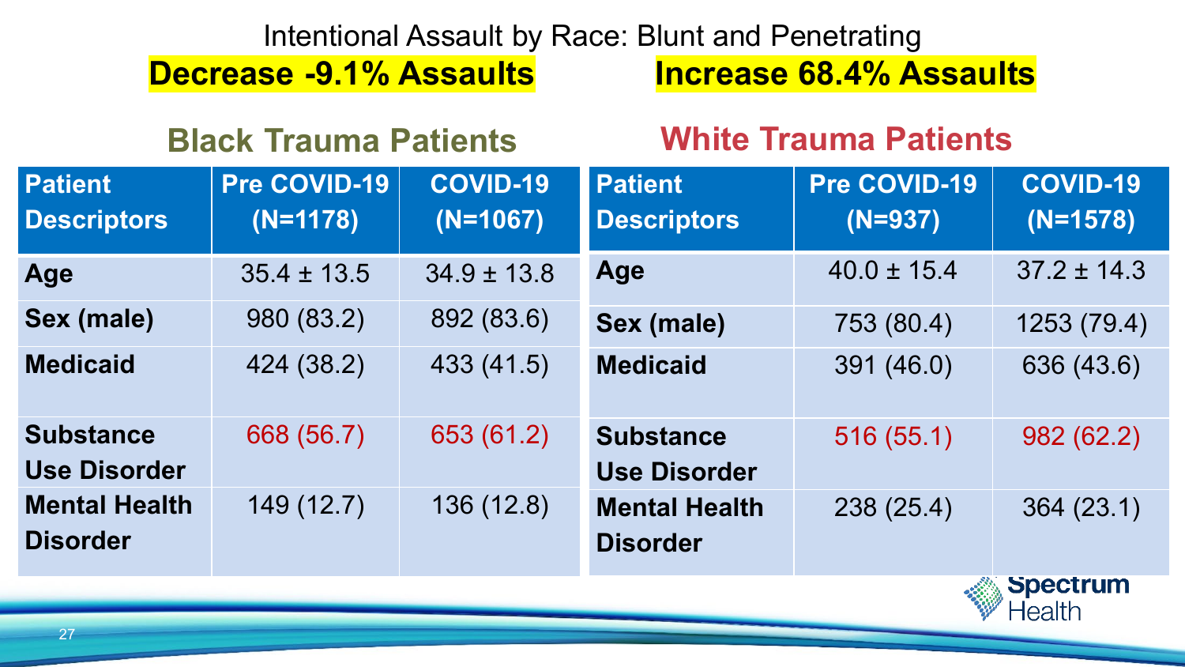# Intentional Assault by Race: Blunt and Penetrating

**Decrease -9.1% Assaults** | **Increase 68.4% Assaults**

## Black Trauma Patients

| Patient Descriptors | Pre COVID-19 (N=1178) | COVID-19 (N=1067) |
|---|---|---|
| **Age** | 35.4 ± 13.5 | 34.9 ± 13.8 |
| **Sex (male)** | 980 (83.2) | 892 (83.6) |
| **Medicaid** | 424 (38.2) | 433 (41.5) |
| **Substance Use Disorder** | 668 (56.7) | 653 (61.2) |
| **Mental Health Disorder** | 149 (12.7) | 136 (12.8) |

## White Trauma Patients

| Patient Descriptors | Pre COVID-19 (N=937) | COVID-19 (N=1578) |
|---|---|---|
| **Age** | 40.0 ± 15.4 | 37.2 ± 14.3 |
| **Sex (male)** | 753 (80.4) | 1253 (79.4) |
| **Medicaid** | 391 (46.0) | 636 (43.6) |
| **Substance Use Disorder** | 516 (55.1) | 982 (62.2) |
| **Mental Health Disorder** | 238 (25.4) | 364 (23.1) |

Spectrum Health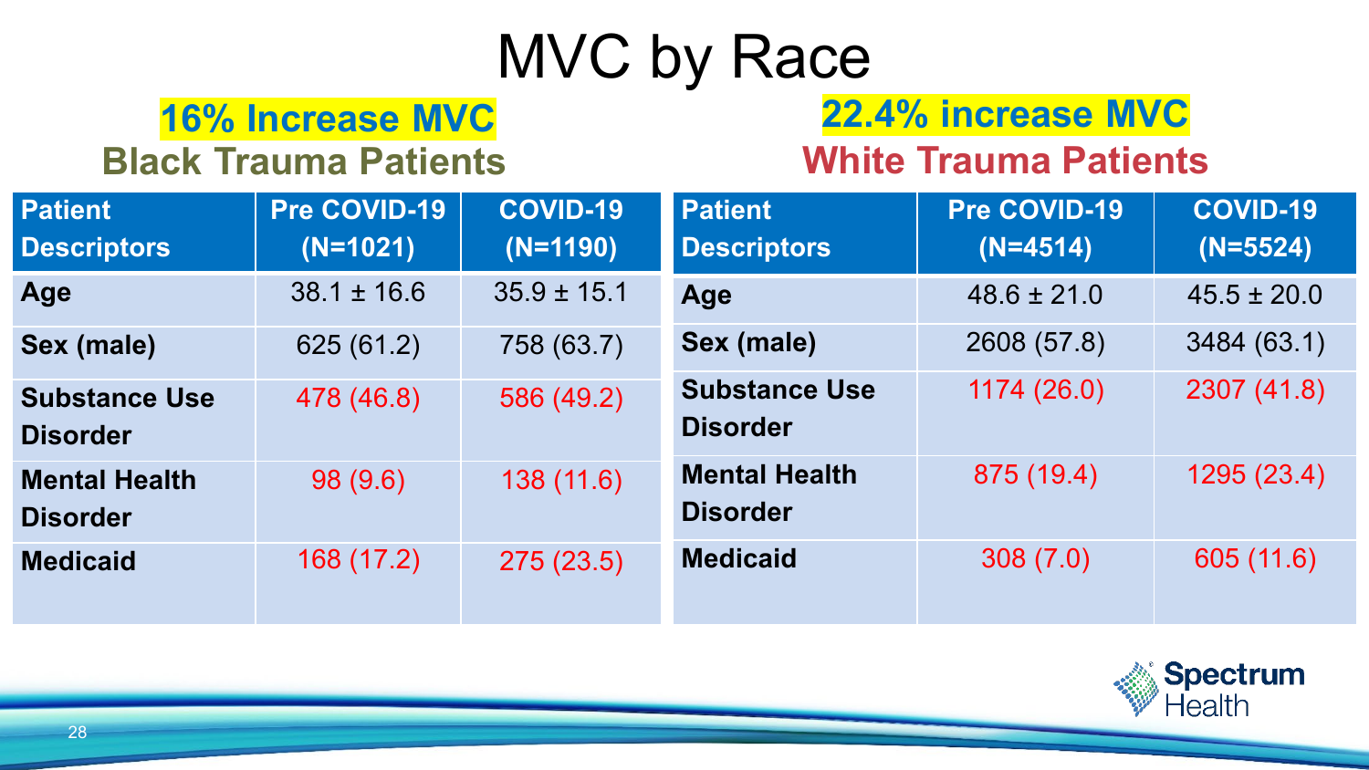# MVC by Race

## 16% Increase MVC

### Black Trauma Patients

| Patient Descriptors | Pre COVID-19 (N=1021) | COVID-19 (N=1190) |
|---|---|---|
| Age | 38.1 ± 16.6 | 35.9 ± 15.1 |
| Sex (male) | 625 (61.2) | 758 (63.7) |
| Substance Use Disorder | 478 (46.8) | 586 (49.2) |
| Mental Health Disorder | 98 (9.6) | 138 (11.6) |
| Medicaid | 168 (17.2) | 275 (23.5) |

## 22.4% increase MVC

### White Trauma Patients

| Patient Descriptors | Pre COVID-19 (N=4514) | COVID-19 (N=5524) |
|---|---|---|
| Age | 48.6 ± 21.0 | 45.5 ± 20.0 |
| Sex (male) | 2608 (57.8) | 3484 (63.1) |
| Substance Use Disorder | 1174 (26.0) | 2307 (41.8) |
| Mental Health Disorder | 875 (19.4) | 1295 (23.4) |
| Medicaid | 308 (7.0) | 605 (11.6) |

Spectrum Health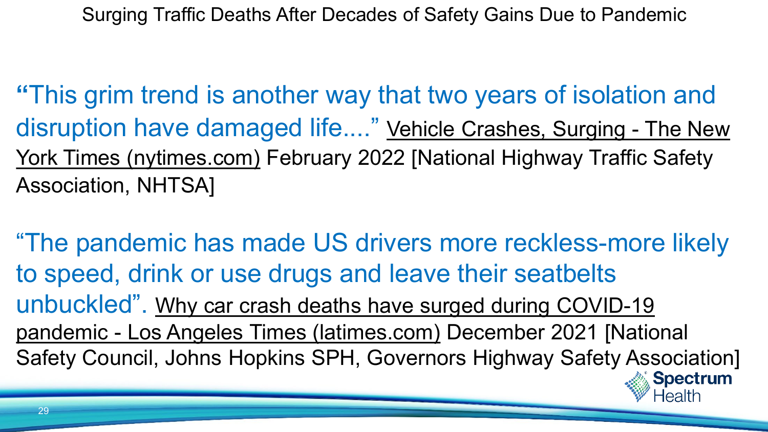# Surging Traffic Deaths After Decades of Safety Gains Due to Pandemic

"This grim trend is another way that two years of isolation and disruption have damaged life...." Vehicle Crashes, Surging - The New York Times (nytimes.com) February 2022 [National Highway Traffic Safety Association, NHTSA]

"The pandemic has made US drivers more reckless-more likely to speed, drink or use drugs and leave their seatbelts unbuckled". Why car crash deaths have surged during COVID-19 pandemic - Los Angeles Times (latimes.com) December 2021 [National Safety Council, Johns Hopkins SPH, Governors Highway Safety Association]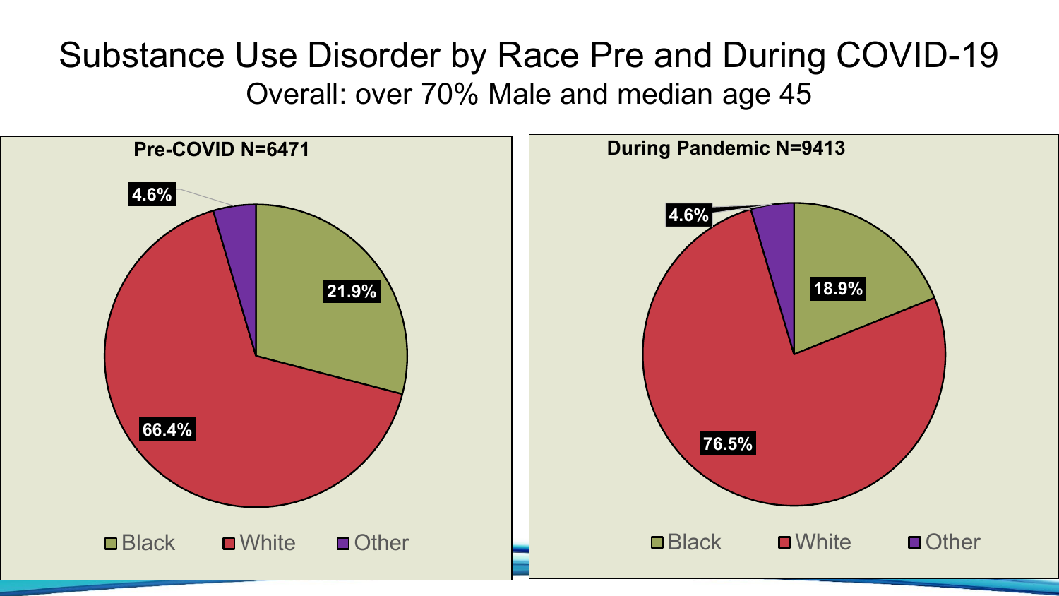# Substance Use Disorder by Race Pre and During COVID-19

Overall: over 70% Male and median age 45

**Pre-COVID N=6471**

| Race | Percent |
| --- | --- |
| Black | 21.9% |
| White | 66.4% |
| Other | 4.6% |

**During Pandemic N=9413**

| Race | Percent |
| --- | --- |
| Black | 18.9% |
| White | 76.5% |
| Other | 4.6% |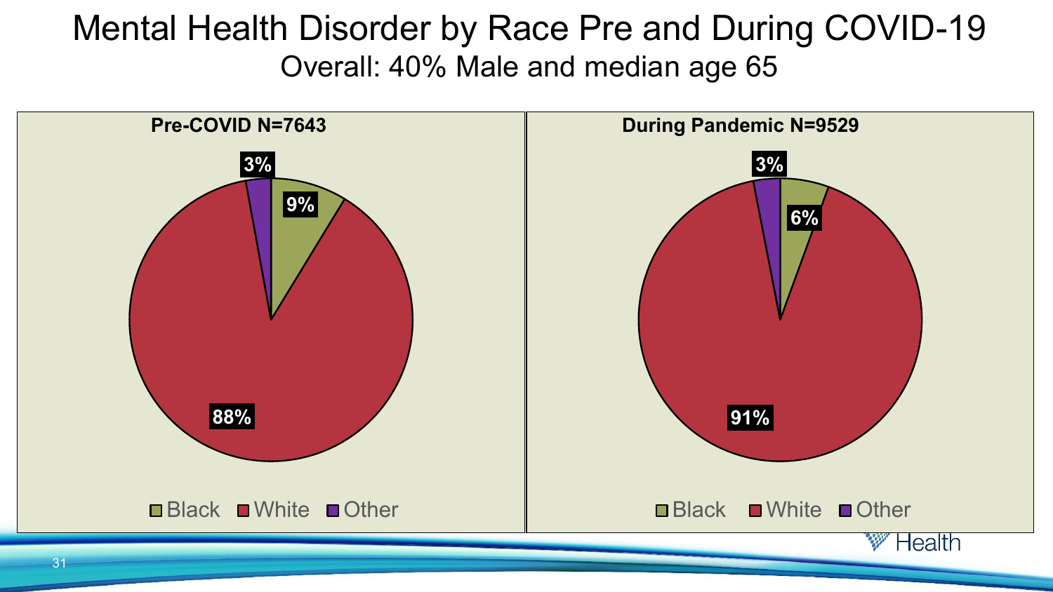# Mental Health Disorder by Race Pre and During COVID-19

Overall: 40% Male and median age 65

**Pre-COVID N=7643**

| Race | Percent |
| --- | --- |
| Black | 9% |
| White | 88% |
| Other | 3% |

**During Pandemic N=9529**

| Race | Percent |
| --- | --- |
| Black | 6% |
| White | 91% |
| Other | 3% |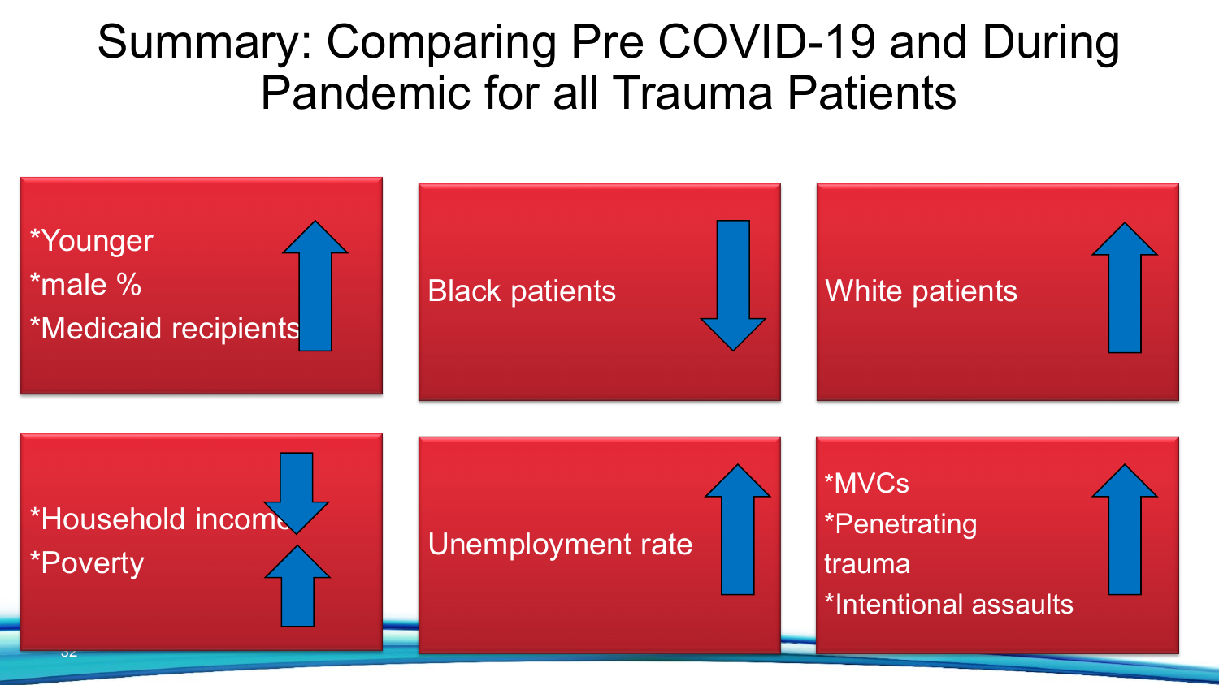# Summary: Comparing Pre COVID-19 and During Pandemic for all Trauma Patients

- *Younger
- *male %
- *Medicaid recipients

↑

Black patients ↓

White patients ↑

- *Household income ↓
- *Poverty ↑

Unemployment rate ↑

- *MVCs
- *Penetrating trauma
- *Intentional assaults

↑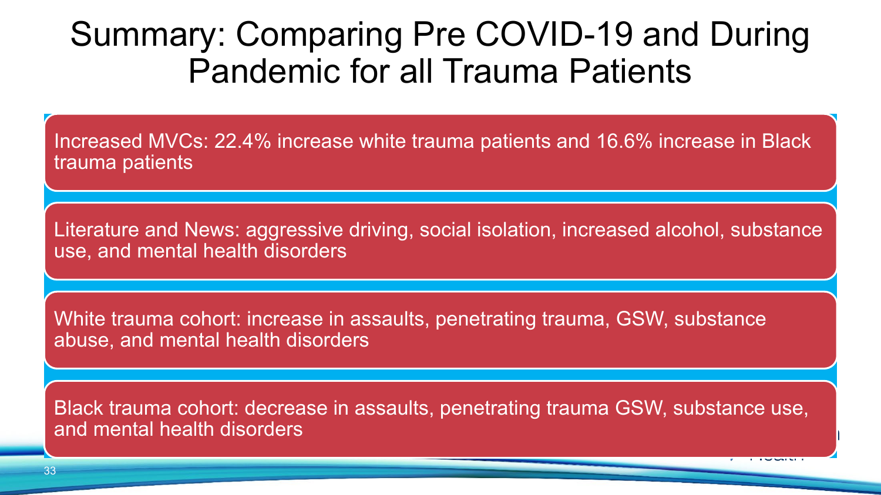# Summary: Comparing Pre COVID-19 and During Pandemic for all Trauma Patients

- Increased MVCs: 22.4% increase white trauma patients and 16.6% increase in Black trauma patients
- Literature and News: aggressive driving, social isolation, increased alcohol, substance use, and mental health disorders
- White trauma cohort: increase in assaults, penetrating trauma, GSW, substance abuse, and mental health disorders
- Black trauma cohort: decrease in assaults, penetrating trauma GSW, substance use, and mental health disorders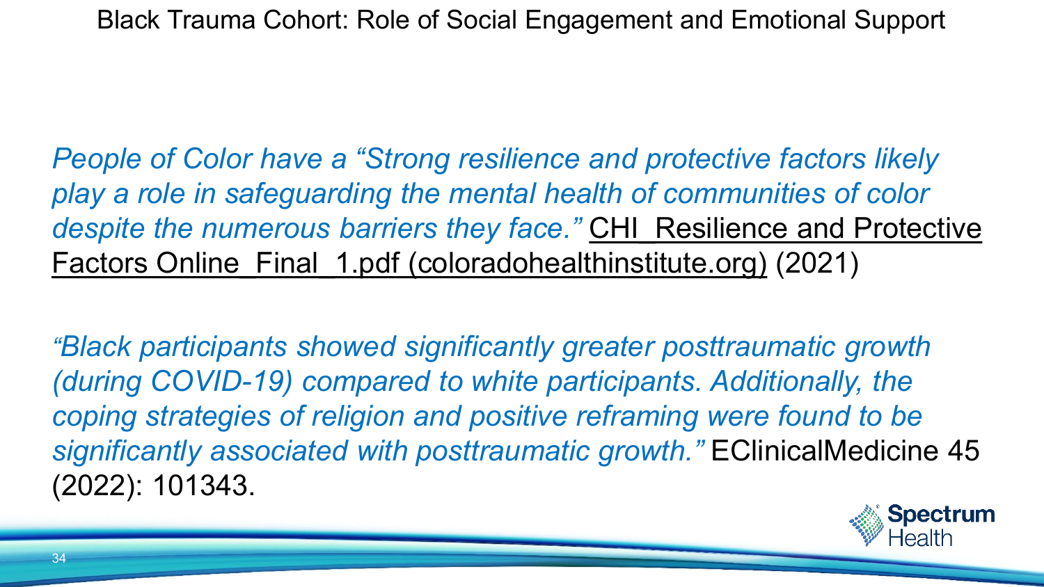# Black Trauma Cohort: Role of Social Engagement and Emotional Support

*People of Color have a "Strong resilience and protective factors likely play a role in safeguarding the mental health of communities of color despite the numerous barriers they face."* CHI_Resilience and Protective Factors Online_Final_1.pdf (coloradohealthinstitute.org) (2021)

*"Black participants showed significantly greater posttraumatic growth (during COVID-19) compared to white participants. Additionally, the coping strategies of religion and positive reframing were found to be significantly associated with posttraumatic growth."* EClinicalMedicine 45 (2022): 101343.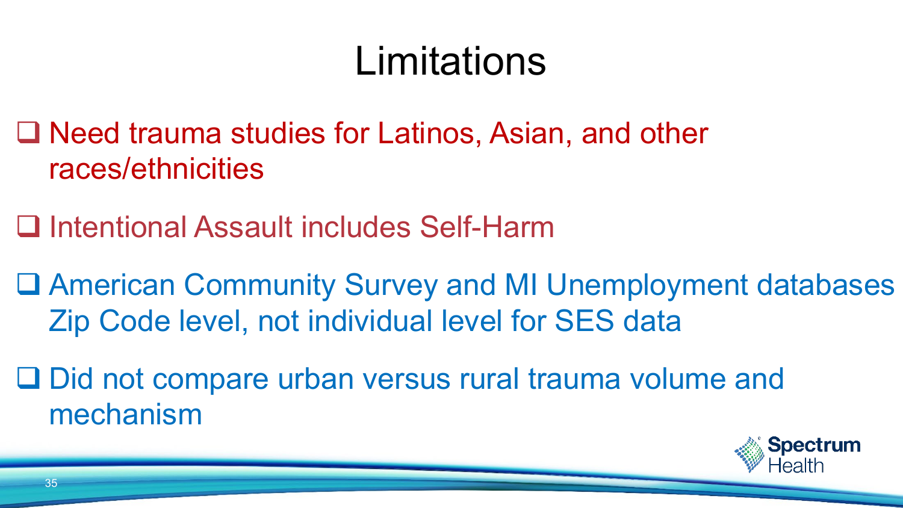# Limitations

- Need trauma studies for Latinos, Asian, and other races/ethnicities
- Intentional Assault includes Self-Harm
- American Community Survey and MI Unemployment databases Zip Code level, not individual level for SES data
- Did not compare urban versus rural trauma volume and mechanism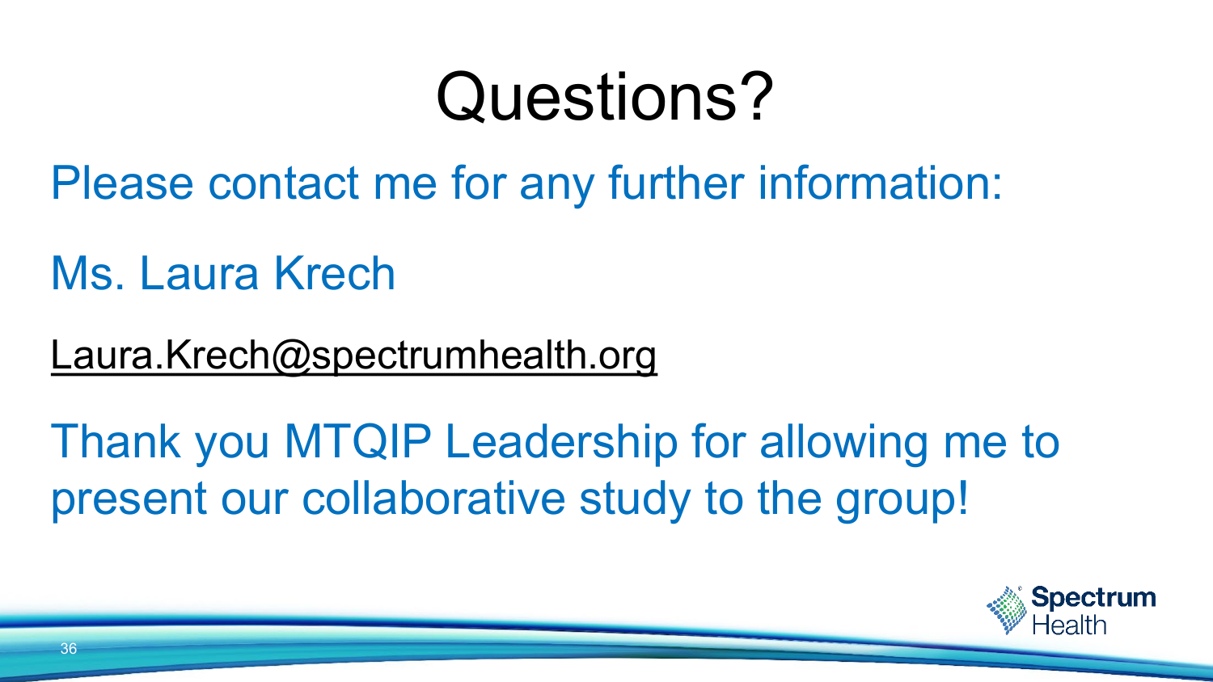# Questions?

Please contact me for any further information:

Ms. Laura Krech

Laura.Krech@spectrumhealth.org

Thank you MTQIP Leadership for allowing me to present our collaborative study to the group!